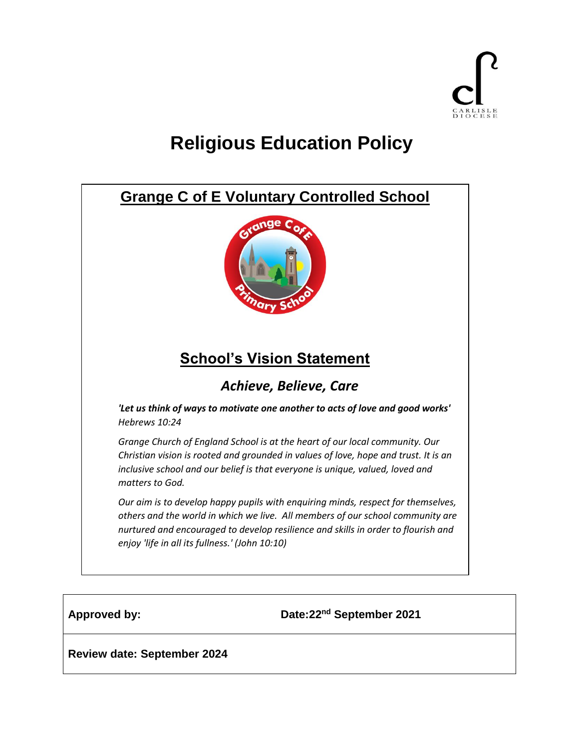# Religious Education Policy

## Grange C of E Voluntary Controlled School

## School's Vision Statement

### *Achieve, Believe, Care*

***'Let us think of ways to motivate one another to acts of love and good works'*** *Hebrews 10:24*

*Grange Church of England School is at the heart of our local community. Our Christian vision is rooted and grounded in values of love, hope and trust. It is an inclusive school and our belief is that everyone is unique, valued, loved and matters to God.*

*Our aim is to develop happy pupils with enquiring minds, respect for themselves, others and the world in which we live. All members of our school community are nurtured and encouraged to develop resilience and skills in order to flourish and enjoy 'life in all its fullness.' (John 10:10)*

| **Approved by:** | **Date:22nd September 2021** |
| --- | --- |
| **Review date: September 2024** | |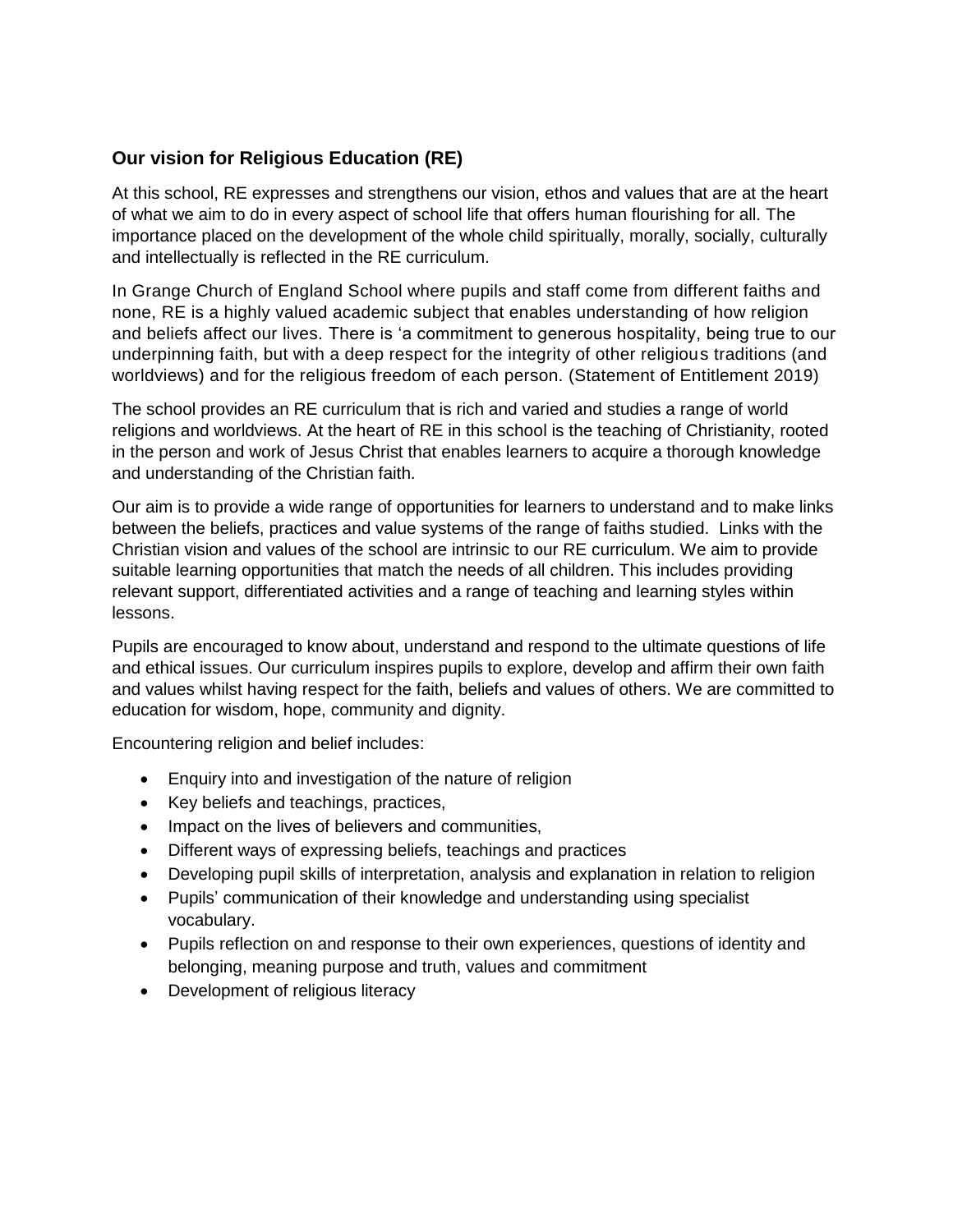## Our vision for Religious Education (RE)

At this school, RE expresses and strengthens our vision, ethos and values that are at the heart of what we aim to do in every aspect of school life that offers human flourishing for all. The importance placed on the development of the whole child spiritually, morally, socially, culturally and intellectually is reflected in the RE curriculum.

In Grange Church of England School where pupils and staff come from different faiths and none, RE is a highly valued academic subject that enables understanding of how religion and beliefs affect our lives. There is 'a commitment to generous hospitality, being true to our underpinning faith, but with a deep respect for the integrity of other religious traditions (and worldviews) and for the religious freedom of each person. (Statement of Entitlement 2019)

The school provides an RE curriculum that is rich and varied and studies a range of world religions and worldviews. At the heart of RE in this school is the teaching of Christianity, rooted in the person and work of Jesus Christ that enables learners to acquire a thorough knowledge and understanding of the Christian faith.

Our aim is to provide a wide range of opportunities for learners to understand and to make links between the beliefs, practices and value systems of the range of faiths studied. Links with the Christian vision and values of the school are intrinsic to our RE curriculum. We aim to provide suitable learning opportunities that match the needs of all children. This includes providing relevant support, differentiated activities and a range of teaching and learning styles within lessons.

Pupils are encouraged to know about, understand and respond to the ultimate questions of life and ethical issues. Our curriculum inspires pupils to explore, develop and affirm their own faith and values whilst having respect for the faith, beliefs and values of others. We are committed to education for wisdom, hope, community and dignity.

Encountering religion and belief includes:

- Enquiry into and investigation of the nature of religion
- Key beliefs and teachings, practices,
- Impact on the lives of believers and communities,
- Different ways of expressing beliefs, teachings and practices
- Developing pupil skills of interpretation, analysis and explanation in relation to religion
- Pupils' communication of their knowledge and understanding using specialist vocabulary.
- Pupils reflection on and response to their own experiences, questions of identity and belonging, meaning purpose and truth, values and commitment
- Development of religious literacy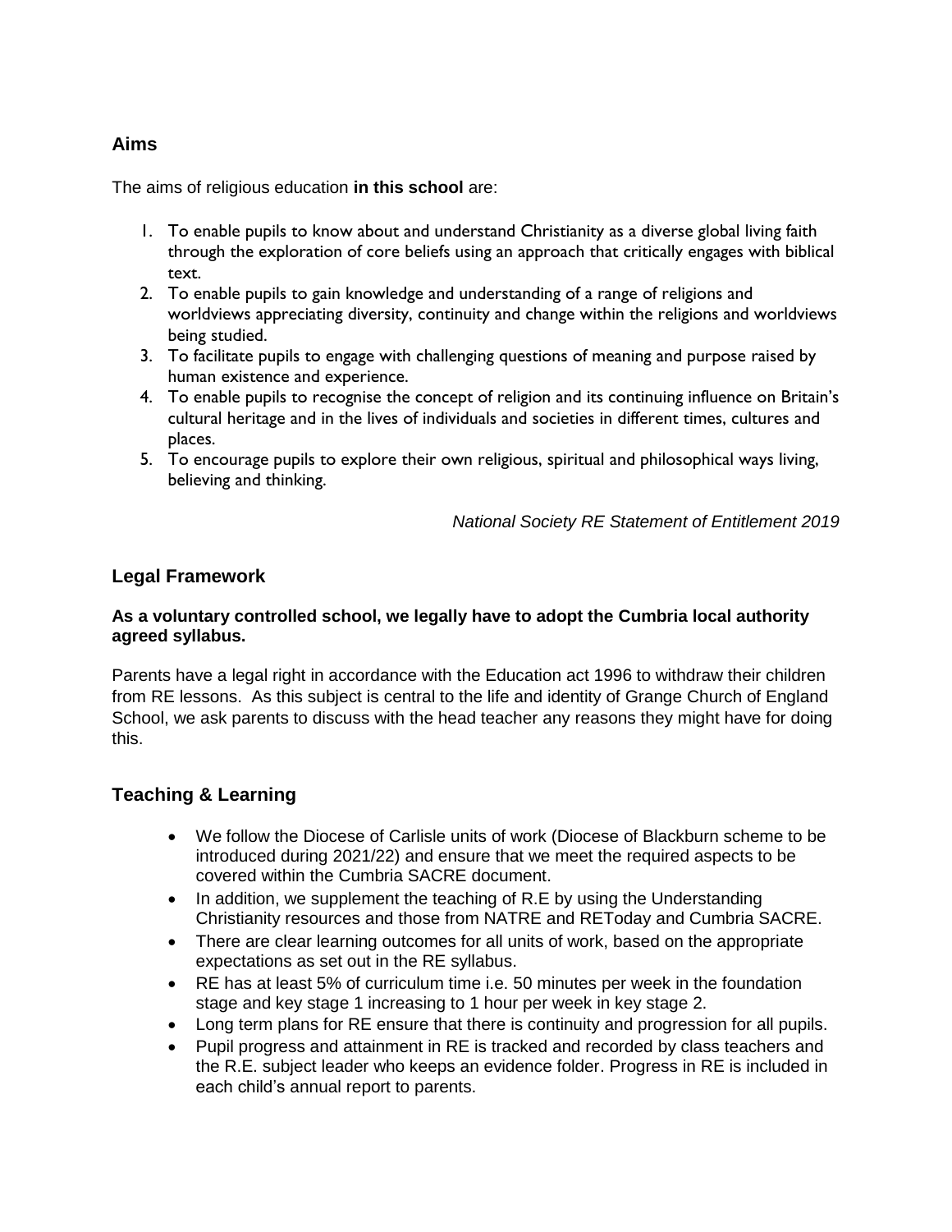## Aims

The aims of religious education **in this school** are:

1. To enable pupils to know about and understand Christianity as a diverse global living faith through the exploration of core beliefs using an approach that critically engages with biblical text.
2. To enable pupils to gain knowledge and understanding of a range of religions and worldviews appreciating diversity, continuity and change within the religions and worldviews being studied.
3. To facilitate pupils to engage with challenging questions of meaning and purpose raised by human existence and experience.
4. To enable pupils to recognise the concept of religion and its continuing influence on Britain's cultural heritage and in the lives of individuals and societies in different times, cultures and places.
5. To encourage pupils to explore their own religious, spiritual and philosophical ways living, believing and thinking.

*National Society RE Statement of Entitlement 2019*

## Legal Framework

**As a voluntary controlled school, we legally have to adopt the Cumbria local authority agreed syllabus.**

Parents have a legal right in accordance with the Education act 1996 to withdraw their children from RE lessons. As this subject is central to the life and identity of Grange Church of England School, we ask parents to discuss with the head teacher any reasons they might have for doing this.

## Teaching & Learning

- We follow the Diocese of Carlisle units of work (Diocese of Blackburn scheme to be introduced during 2021/22) and ensure that we meet the required aspects to be covered within the Cumbria SACRE document.
- In addition, we supplement the teaching of R.E by using the Understanding Christianity resources and those from NATRE and RE​Today and Cumbria SACRE.
- There are clear learning outcomes for all units of work, based on the appropriate expectations as set out in the RE syllabus.
- RE has at least 5% of curriculum time i.e. 50 minutes per week in the foundation stage and key stage 1 increasing to 1 hour per week in key stage 2.
- Long term plans for RE ensure that there is continuity and progression for all pupils.
- Pupil progress and attainment in RE is tracked and recorded by class teachers and the R.E. subject leader who keeps an evidence folder. Progress in RE is included in each child's annual report to parents.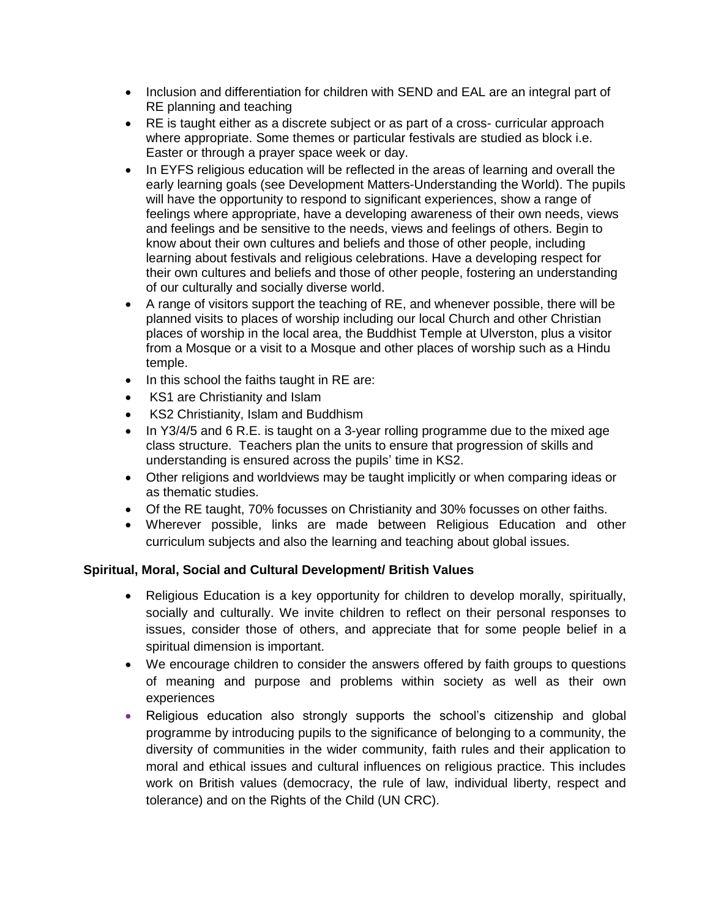- Inclusion and differentiation for children with SEND and EAL are an integral part of RE planning and teaching
- RE is taught either as a discrete subject or as part of a cross- curricular approach where appropriate. Some themes or particular festivals are studied as block i.e. Easter or through a prayer space week or day.
- In EYFS religious education will be reflected in the areas of learning and overall the early learning goals (see Development Matters-Understanding the World). The pupils will have the opportunity to respond to significant experiences, show a range of feelings where appropriate, have a developing awareness of their own needs, views and feelings and be sensitive to the needs, views and feelings of others. Begin to know about their own cultures and beliefs and those of other people, including learning about festivals and religious celebrations. Have a developing respect for their own cultures and beliefs and those of other people, fostering an understanding of our culturally and socially diverse world.
- A range of visitors support the teaching of RE, and whenever possible, there will be planned visits to places of worship including our local Church and other Christian places of worship in the local area, the Buddhist Temple at Ulverston, plus a visitor from a Mosque or a visit to a Mosque and other places of worship such as a Hindu temple.
- In this school the faiths taught in RE are:
- KS1 are Christianity and Islam
- KS2 Christianity, Islam and Buddhism
- In Y3/4/5 and 6 R.E. is taught on a 3-year rolling programme due to the mixed age class structure. Teachers plan the units to ensure that progression of skills and understanding is ensured across the pupils' time in KS2.
- Other religions and worldviews may be taught implicitly or when comparing ideas or as thematic studies.
- Of the RE taught, 70% focusses on Christianity and 30% focusses on other faiths.
- Wherever possible, links are made between Religious Education and other curriculum subjects and also the learning and teaching about global issues.

**Spiritual, Moral, Social and Cultural Development/ British Values**

- Religious Education is a key opportunity for children to develop morally, spiritually, socially and culturally. We invite children to reflect on their personal responses to issues, consider those of others, and appreciate that for some people belief in a spiritual dimension is important.
- We encourage children to consider the answers offered by faith groups to questions of meaning and purpose and problems within society as well as their own experiences
- Religious education also strongly supports the school's citizenship and global programme by introducing pupils to the significance of belonging to a community, the diversity of communities in the wider community, faith rules and their application to moral and ethical issues and cultural influences on religious practice. This includes work on British values (democracy, the rule of law, individual liberty, respect and tolerance) and on the Rights of the Child (UN CRC).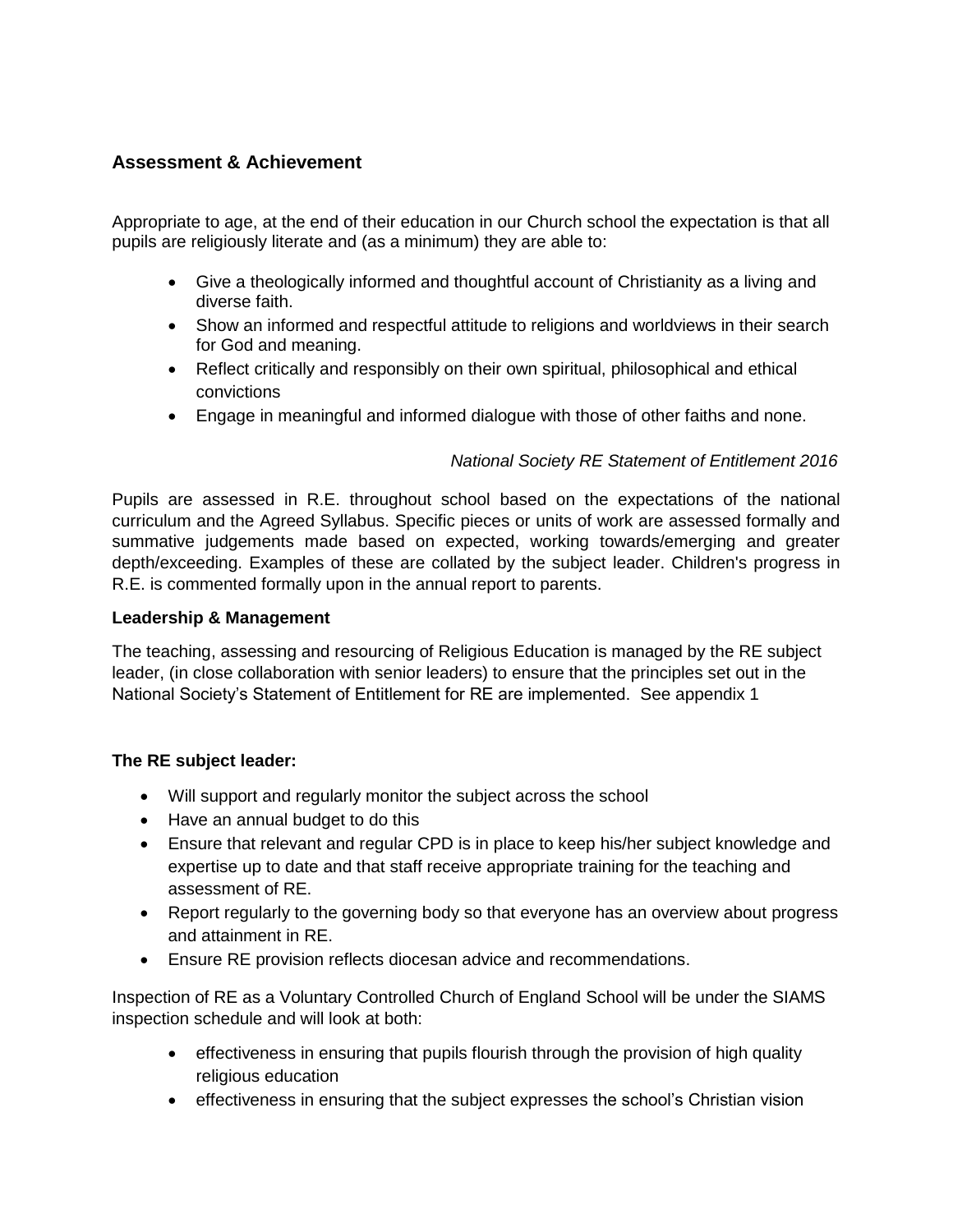## Assessment & Achievement

Appropriate to age, at the end of their education in our Church school the expectation is that all pupils are religiously literate and (as a minimum) they are able to:

- Give a theologically informed and thoughtful account of Christianity as a living and diverse faith.
- Show an informed and respectful attitude to religions and worldviews in their search for God and meaning.
- Reflect critically and responsibly on their own spiritual, philosophical and ethical convictions
- Engage in meaningful and informed dialogue with those of other faiths and none.

*National Society RE Statement of Entitlement 2016*

Pupils are assessed in R.E. throughout school based on the expectations of the national curriculum and the Agreed Syllabus. Specific pieces or units of work are assessed formally and summative judgements made based on expected, working towards/emerging and greater depth/exceeding. Examples of these are collated by the subject leader. Children's progress in R.E. is commented formally upon in the annual report to parents.

**Leadership & Management**

The teaching, assessing and resourcing of Religious Education is managed by the RE subject leader, (in close collaboration with senior leaders) to ensure that the principles set out in the National Society's Statement of Entitlement for RE are implemented. See appendix 1

**The RE subject leader:**

- Will support and regularly monitor the subject across the school
- Have an annual budget to do this
- Ensure that relevant and regular CPD is in place to keep his/her subject knowledge and expertise up to date and that staff receive appropriate training for the teaching and assessment of RE.
- Report regularly to the governing body so that everyone has an overview about progress and attainment in RE.
- Ensure RE provision reflects diocesan advice and recommendations.

Inspection of RE as a Voluntary Controlled Church of England School will be under the SIAMS inspection schedule and will look at both:

- effectiveness in ensuring that pupils flourish through the provision of high quality religious education
- effectiveness in ensuring that the subject expresses the school's Christian vision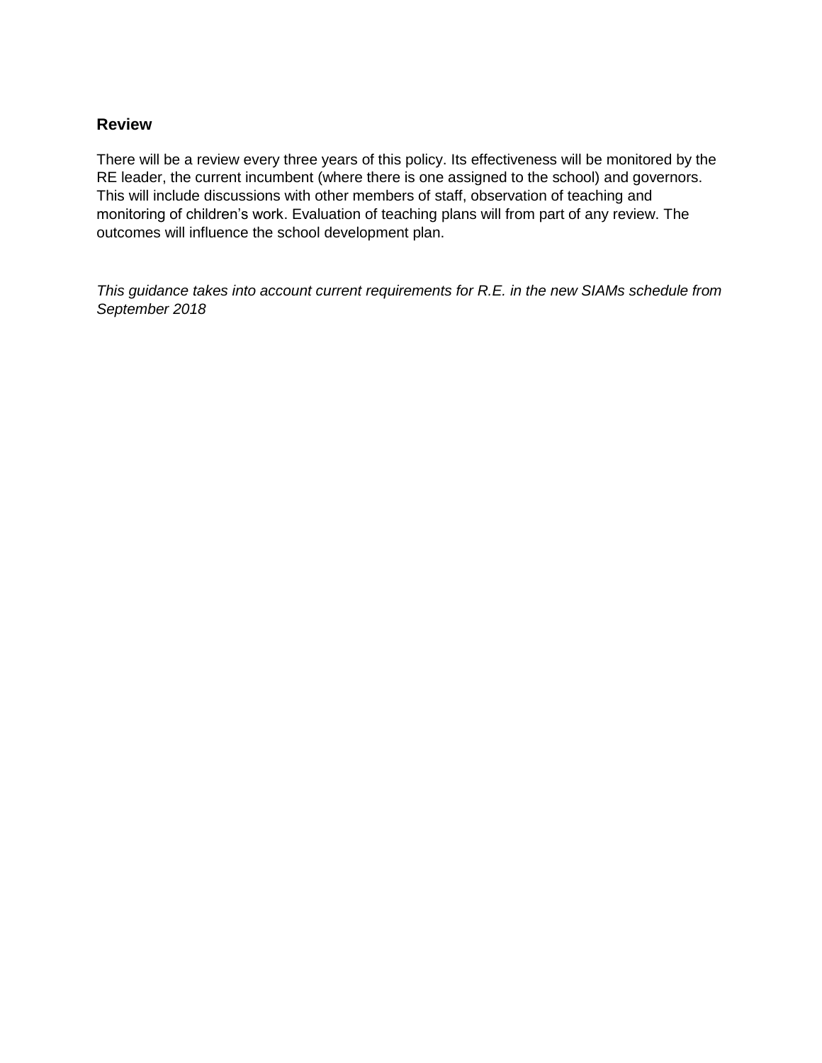## Review

There will be a review every three years of this policy. Its effectiveness will be monitored by the RE leader, the current incumbent (where there is one assigned to the school) and governors. This will include discussions with other members of staff, observation of teaching and monitoring of children's work. Evaluation of teaching plans will from part of any review. The outcomes will influence the school development plan.

*This guidance takes into account current requirements for R.E. in the new SIAMs schedule from September 2018*